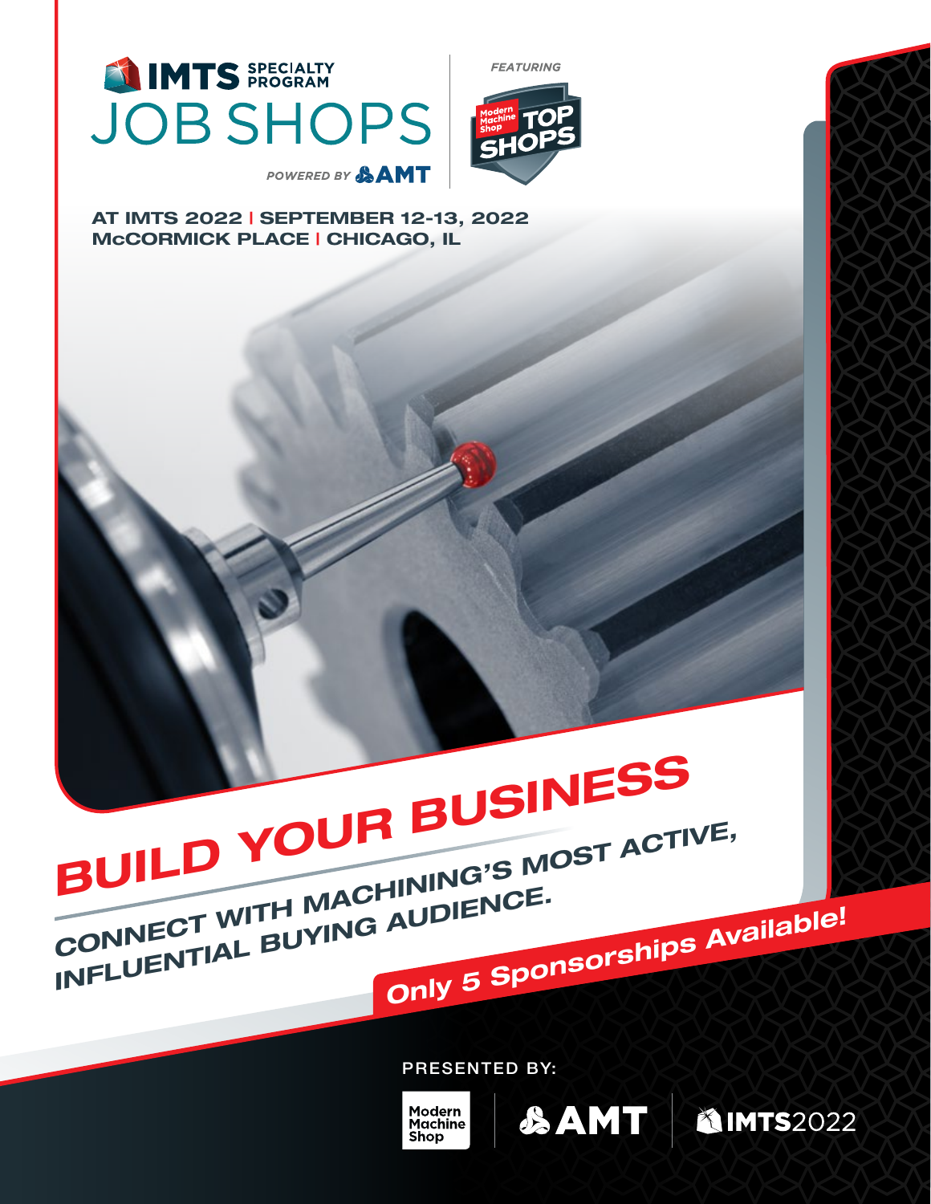# IMTS SPECIALTY PROGRAM JOB SHOPS

*POWERED BY AMT*

*FEATURING* Modern Machine Shop TOP SHOPS

**AT IMTS 2022 | SEPTEMBER 12-13, 2022**
**McCORMICK PLACE | CHICAGO, IL**

## BUILD YOUR BUSINESS

**CONNECT WITH MACHINING'S MOST ACTIVE, INFLUENTIAL BUYING AUDIENCE.**

***Only 5 Sponsorships Available!***

PRESENTED BY:

Modern Machine Shop | AMT | IMTS2022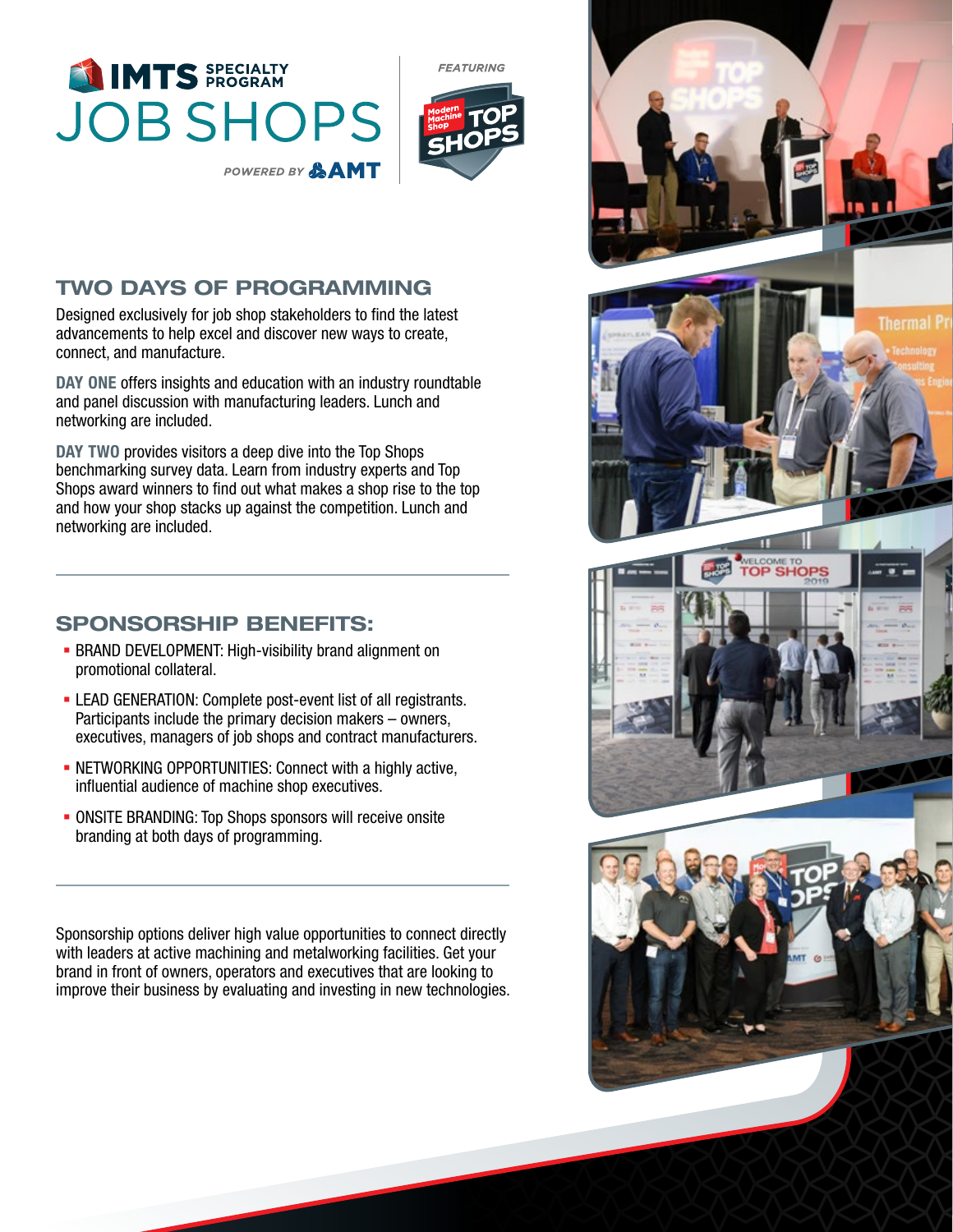# IMTS SPECIALTY PROGRAM JOB SHOPS

*POWERED BY AMT*

*FEATURING* Modern Machine Shop TOP SHOPS

## TWO DAYS OF PROGRAMMING

Designed exclusively for job shop stakeholders to find the latest advancements to help excel and discover new ways to create, connect, and manufacture.

**DAY ONE** offers insights and education with an industry roundtable and panel discussion with manufacturing leaders. Lunch and networking are included.

**DAY TWO** provides visitors a deep dive into the Top Shops benchmarking survey data. Learn from industry experts and Top Shops award winners to find out what makes a shop rise to the top and how your shop stacks up against the competition. Lunch and networking are included.

---

## SPONSORSHIP BENEFITS:

- BRAND DEVELOPMENT: High-visibility brand alignment on promotional collateral.
- LEAD GENERATION: Complete post-event list of all registrants. Participants include the primary decision makers – owners, executives, managers of job shops and contract manufacturers.
- NETWORKING OPPORTUNITIES: Connect with a highly active, influential audience of machine shop executives.
- ONSITE BRANDING: Top Shops sponsors will receive onsite branding at both days of programming.

---

Sponsorship options deliver high value opportunities to connect directly with leaders at active machining and metalworking facilities. Get your brand in front of owners, operators and executives that are looking to improve their business by evaluating and investing in new technologies.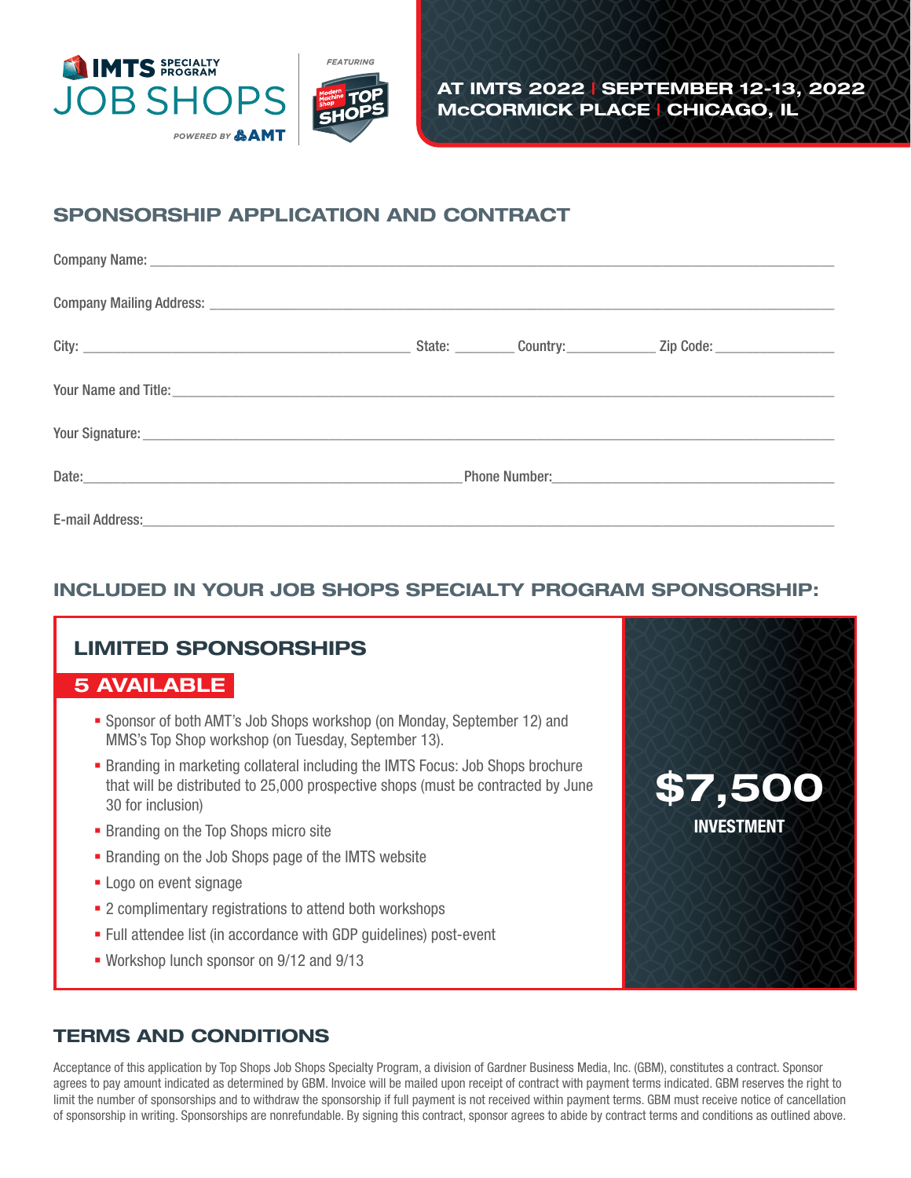IMTS SPECIALTY PROGRAM
JOB SHOPS
POWERED BY AMT

FEATURING
Modern Machine Shop TOP SHOPS

AT IMTS 2022 | SEPTEMBER 12-13, 2022
McCORMICK PLACE | CHICAGO, IL

## SPONSORSHIP APPLICATION AND CONTRACT

Company Name: ______________________________________________

Company Mailing Address: ______________________________________________

City: ______________________ State: ________ Country: ____________ Zip Code: ________________

Your Name and Title: ______________________________________________

Your Signature: ______________________________________________

Date: ______________________ Phone Number: ______________________

E-mail Address: ______________________________________________

## INCLUDED IN YOUR JOB SHOPS SPECIALTY PROGRAM SPONSORSHIP:

### LIMITED SPONSORSHIPS

**5 AVAILABLE**

- Sponsor of both AMT's Job Shops workshop (on Monday, September 12) and MMS's Top Shop workshop (on Tuesday, September 13).
- Branding in marketing collateral including the IMTS Focus: Job Shops brochure that will be distributed to 25,000 prospective shops (must be contracted by June 30 for inclusion)
- Branding on the Top Shops micro site
- Branding on the Job Shops page of the IMTS website
- Logo on event signage
- 2 complimentary registrations to attend both workshops
- Full attendee list (in accordance with GDP guidelines) post-event
- Workshop lunch sponsor on 9/12 and 9/13

**$7,500**
**INVESTMENT**

## TERMS AND CONDITIONS

Acceptance of this application by Top Shops Job Shops Specialty Program, a division of Gardner Business Media, Inc. (GBM), constitutes a contract. Sponsor agrees to pay amount indicated as determined by GBM. Invoice will be mailed upon receipt of contract with payment terms indicated. GBM reserves the right to limit the number of sponsorships and to withdraw the sponsorship if full payment is not received within payment terms. GBM must receive notice of cancellation of sponsorship in writing. Sponsorships are nonrefundable. By signing this contract, sponsor agrees to abide by contract terms and conditions as outlined above.